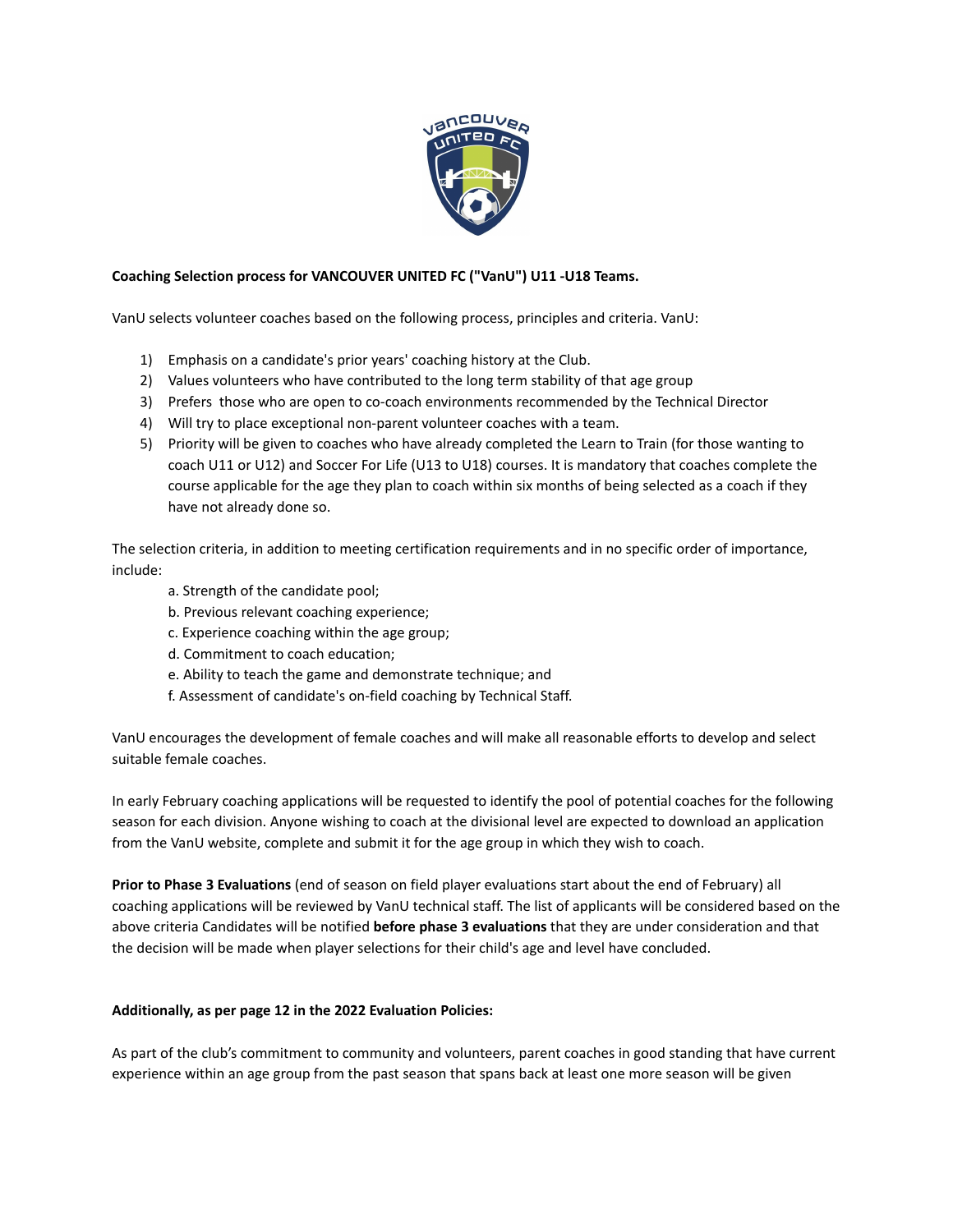**Coaching Selection process for VANCOUVER UNITED FC ("VanU") U11 -U18 Teams.**

VanU selects volunteer coaches based on the following process, principles and criteria. VanU:

1) Emphasis on a candidate's prior years' coaching history at the Club.
2) Values volunteers who have contributed to the long term stability of that age group
3) Prefers those who are open to co-coach environments recommended by the Technical Director
4) Will try to place exceptional non-parent volunteer coaches with a team.
5) Priority will be given to coaches who have already completed the Learn to Train (for those wanting to coach U11 or U12) and Soccer For Life (U13 to U18) courses. It is mandatory that coaches complete the course applicable for the age they plan to coach within six months of being selected as a coach if they have not already done so.

The selection criteria, in addition to meeting certification requirements and in no specific order of importance, include:

a. Strength of the candidate pool;
b. Previous relevant coaching experience;
c. Experience coaching within the age group;
d. Commitment to coach education;
e. Ability to teach the game and demonstrate technique; and
f. Assessment of candidate's on-field coaching by Technical Staff.

VanU encourages the development of female coaches and will make all reasonable efforts to develop and select suitable female coaches.

In early February coaching applications will be requested to identify the pool of potential coaches for the following season for each division. Anyone wishing to coach at the divisional level are expected to download an application from the VanU website, complete and submit it for the age group in which they wish to coach.

**Prior to Phase 3 Evaluations** (end of season on field player evaluations start about the end of February) all coaching applications will be reviewed by VanU technical staff. The list of applicants will be considered based on the above criteria Candidates will be notified **before phase 3 evaluations** that they are under consideration and that the decision will be made when player selections for their child's age and level have concluded.

**Additionally, as per page 12 in the 2022 Evaluation Policies:**

As part of the club's commitment to community and volunteers, parent coaches in good standing that have current experience within an age group from the past season that spans back at least one more season will be given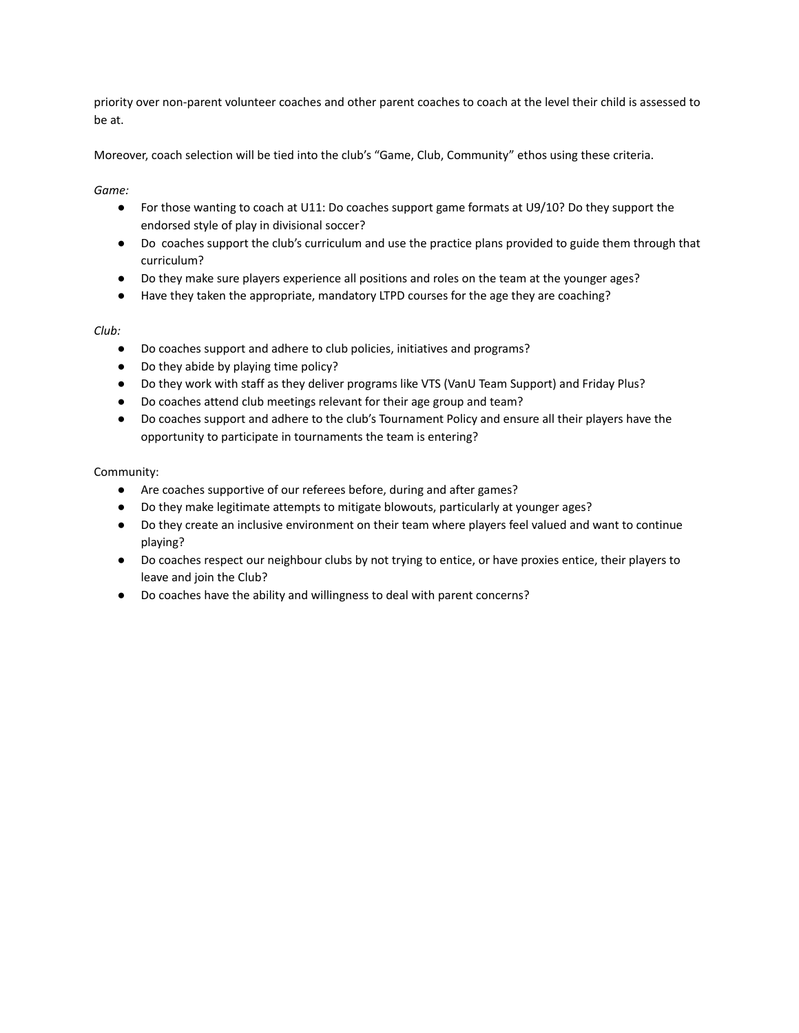priority over non-parent volunteer coaches and other parent coaches to coach at the level their child is assessed to be at.

Moreover, coach selection will be tied into the club's "Game, Club, Community" ethos using these criteria.

*Game:*

- For those wanting to coach at U11: Do coaches support game formats at U9/10? Do they support the endorsed style of play in divisional soccer?
- Do coaches support the club's curriculum and use the practice plans provided to guide them through that curriculum?
- Do they make sure players experience all positions and roles on the team at the younger ages?
- Have they taken the appropriate, mandatory LTPD courses for the age they are coaching?

*Club:*

- Do coaches support and adhere to club policies, initiatives and programs?
- Do they abide by playing time policy?
- Do they work with staff as they deliver programs like VTS (VanU Team Support) and Friday Plus?
- Do coaches attend club meetings relevant for their age group and team?
- Do coaches support and adhere to the club's Tournament Policy and ensure all their players have the opportunity to participate in tournaments the team is entering?

Community:

- Are coaches supportive of our referees before, during and after games?
- Do they make legitimate attempts to mitigate blowouts, particularly at younger ages?
- Do they create an inclusive environment on their team where players feel valued and want to continue playing?
- Do coaches respect our neighbour clubs by not trying to entice, or have proxies entice, their players to leave and join the Club?
- Do coaches have the ability and willingness to deal with parent concerns?